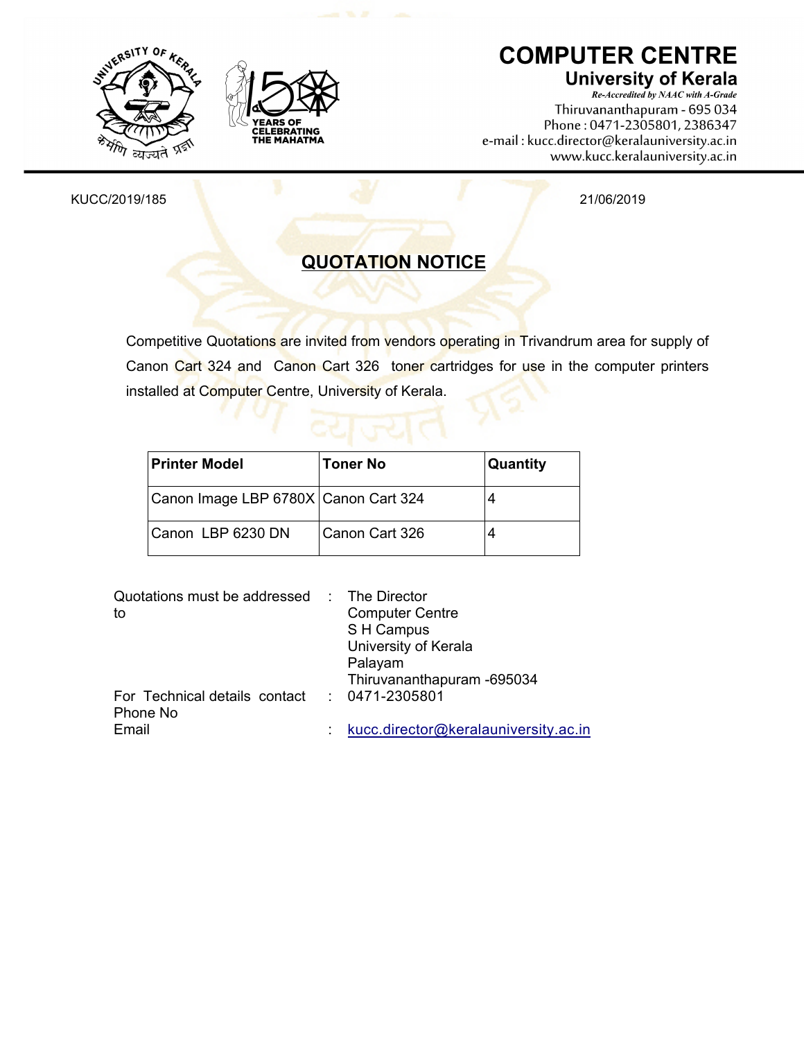# COMPUTER CENTRE

## University of Kerala

*Re-Accredited by NAAC with A-Grade*

Thiruvananthapuram - 695 034
Phone : 0471-2305801, 2386347
e-mail : kucc.director@keralauniversity.ac.in
www.kucc.keralauniversity.ac.in

KUCC/2019/185

21/06/2019

## QUOTATION NOTICE

Competitive Quotations are invited from vendors operating in Trivandrum area for supply of Canon Cart 324 and Canon Cart 326 toner cartridges for use in the computer printers installed at Computer Centre, University of Kerala.

| Printer Model | Toner No | Quantity |
|---|---|---|
| Canon Image LBP 6780X | Canon Cart 324 | 4 |
| Canon LBP 6230 DN | Canon Cart 326 | 4 |

| | | |
|---|---|---|
| Quotations must be addressed to | : | The Director<br>Computer Centre<br>S H Campus<br>University of Kerala<br>Palayam<br>Thiruvananthapuram -695034 |
| For Technical details contact Phone No | : | 0471-2305801 |
| Email | : | kucc.director@keralauniversity.ac.in |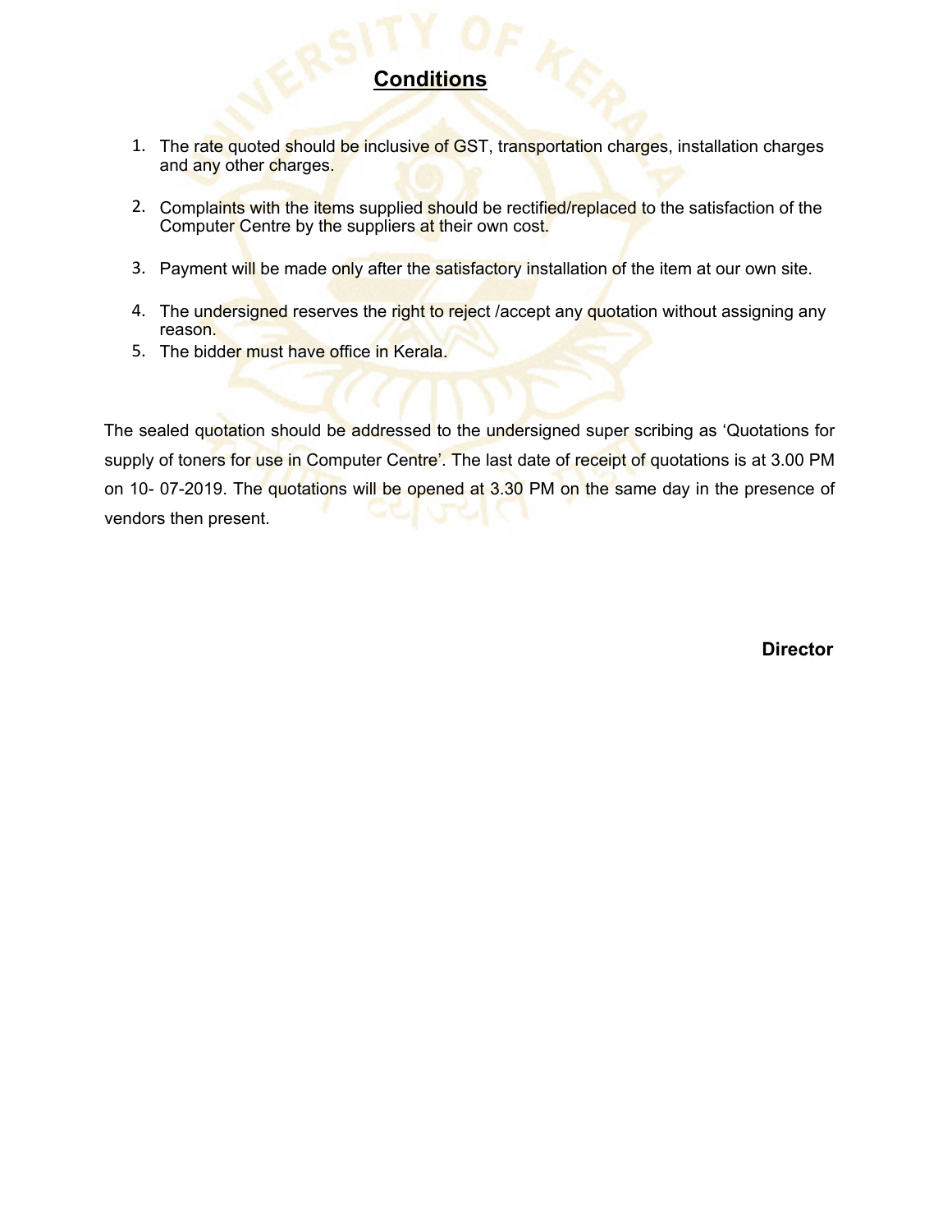## Conditions

1. The rate quoted should be inclusive of GST, transportation charges, installation charges and any other charges.
2. Complaints with the items supplied should be rectified/replaced to the satisfaction of the Computer Centre by the suppliers at their own cost.
3. Payment will be made only after the satisfactory installation of the item at our own site.
4. The undersigned reserves the right to reject /accept any quotation without assigning any reason.
5. The bidder must have office in Kerala.

The sealed quotation should be addressed to the undersigned super scribing as 'Quotations for supply of toners for use in Computer Centre'. The last date of receipt of quotations is at 3.00 PM on 10- 07-2019. The quotations will be opened at 3.30 PM on the same day in the presence of vendors then present.

**Director**